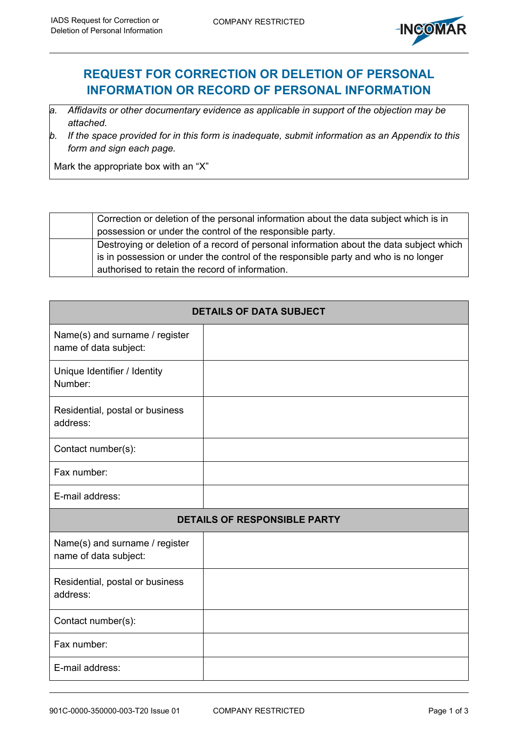# REQUEST FOR CORRECTION OR DELETION OF PERSONAL INFORMATION OR RECORD OF PERSONAL INFORMATION

a. *Affidavits or other documentary evidence as applicable in support of the objection may be attached.*
b. *If the space provided for in this form is inadequate, submit information as an Appendix to this form and sign each page.*

Mark the appropriate box with an "X"

| | |
|---|---|
| | Correction or deletion of the personal information about the data subject which is in possession or under the control of the responsible party. |
| | Destroying or deletion of a record of personal information about the data subject which is in possession or under the control of the responsible party and who is no longer authorised to retain the record of information. |

| **DETAILS OF DATA SUBJECT** | |
|---|---|
| Name(s) and surname / register name of data subject: | |
| Unique Identifier / Identity Number: | |
| Residential, postal or business address: | |
| Contact number(s): | |
| Fax number: | |
| E-mail address: | |
| **DETAILS OF RESPONSIBLE PARTY** | |
| Name(s) and surname / register name of data subject: | |
| Residential, postal or business address: | |
| Contact number(s): | |
| Fax number: | |
| E-mail address: | |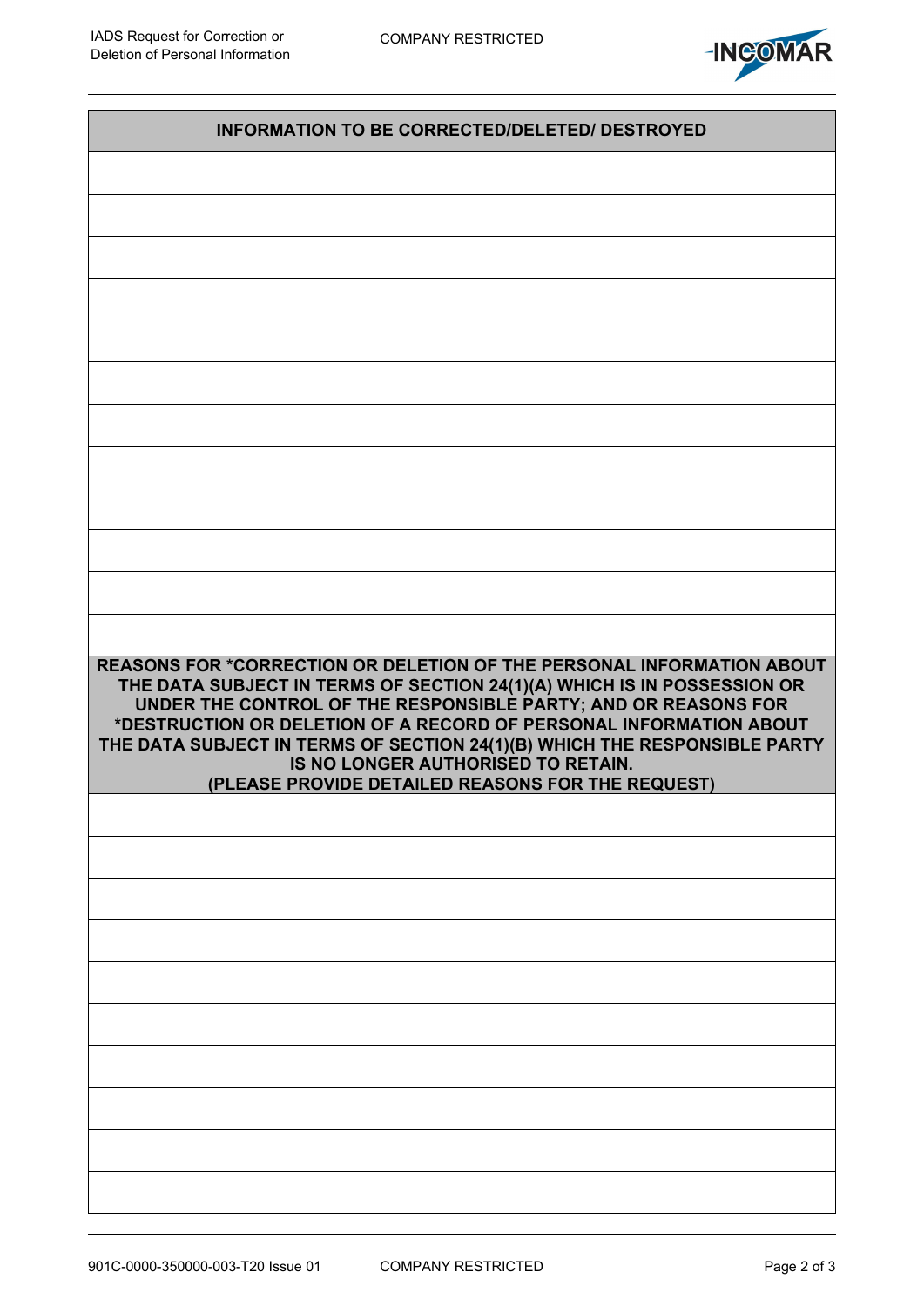| INFORMATION TO BE CORRECTED/DELETED/ DESTROYED |
| --- |
| |
| |
| |
| |
| |
| |
| |
| |
| |
| |
| |
| |

| REASONS FOR *CORRECTION OR DELETION OF THE PERSONAL INFORMATION ABOUT THE DATA SUBJECT IN TERMS OF SECTION 24(1)(A) WHICH IS IN POSSESSION OR UNDER THE CONTROL OF THE RESPONSIBLE PARTY; AND OR REASONS FOR *DESTRUCTION OR DELETION OF A RECORD OF PERSONAL INFORMATION ABOUT THE DATA SUBJECT IN TERMS OF SECTION 24(1)(B) WHICH THE RESPONSIBLE PARTY IS NO LONGER AUTHORISED TO RETAIN. (PLEASE PROVIDE DETAILED REASONS FOR THE REQUEST) |
| --- |
| |
| |
| |
| |
| |
| |
| |
| |
| |
| |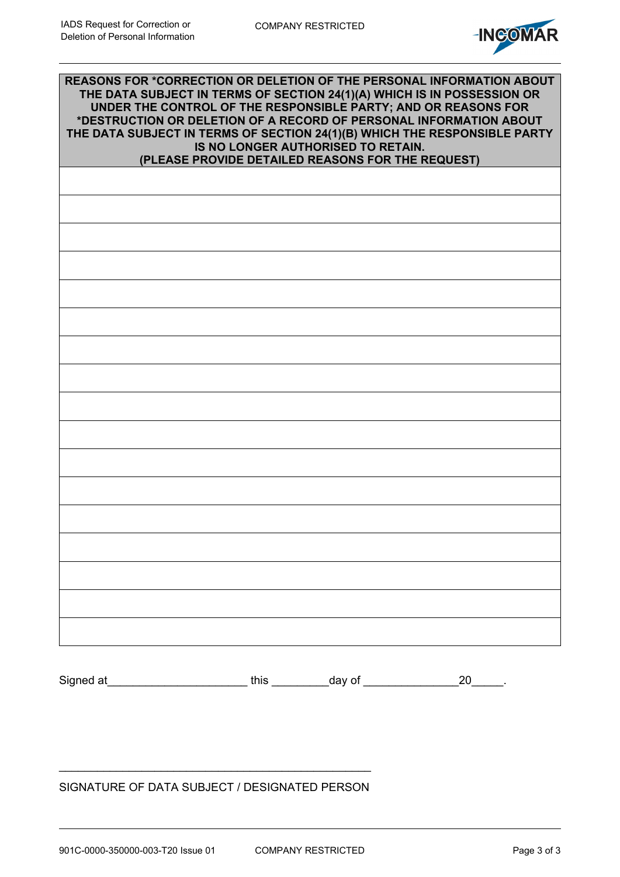| REASONS FOR *CORRECTION OR DELETION OF THE PERSONAL INFORMATION ABOUT THE DATA SUBJECT IN TERMS OF SECTION 24(1)(A) WHICH IS IN POSSESSION OR UNDER THE CONTROL OF THE RESPONSIBLE PARTY; AND OR REASONS FOR *DESTRUCTION OR DELETION OF A RECORD OF PERSONAL INFORMATION ABOUT THE DATA SUBJECT IN TERMS OF SECTION 24(1)(B) WHICH THE RESPONSIBLE PARTY IS NO LONGER AUTHORISED TO RETAIN. (PLEASE PROVIDE DETAILED REASONS FOR THE REQUEST) |
|---|
| |
| |
| |
| |
| |
| |
| |
| |
| |
| |
| |
| |
| |
| |
| |
| |
| |

Signed at_____________________ this _________day of ______________20_____.

_________________________________________________

SIGNATURE OF DATA SUBJECT / DESIGNATED PERSON